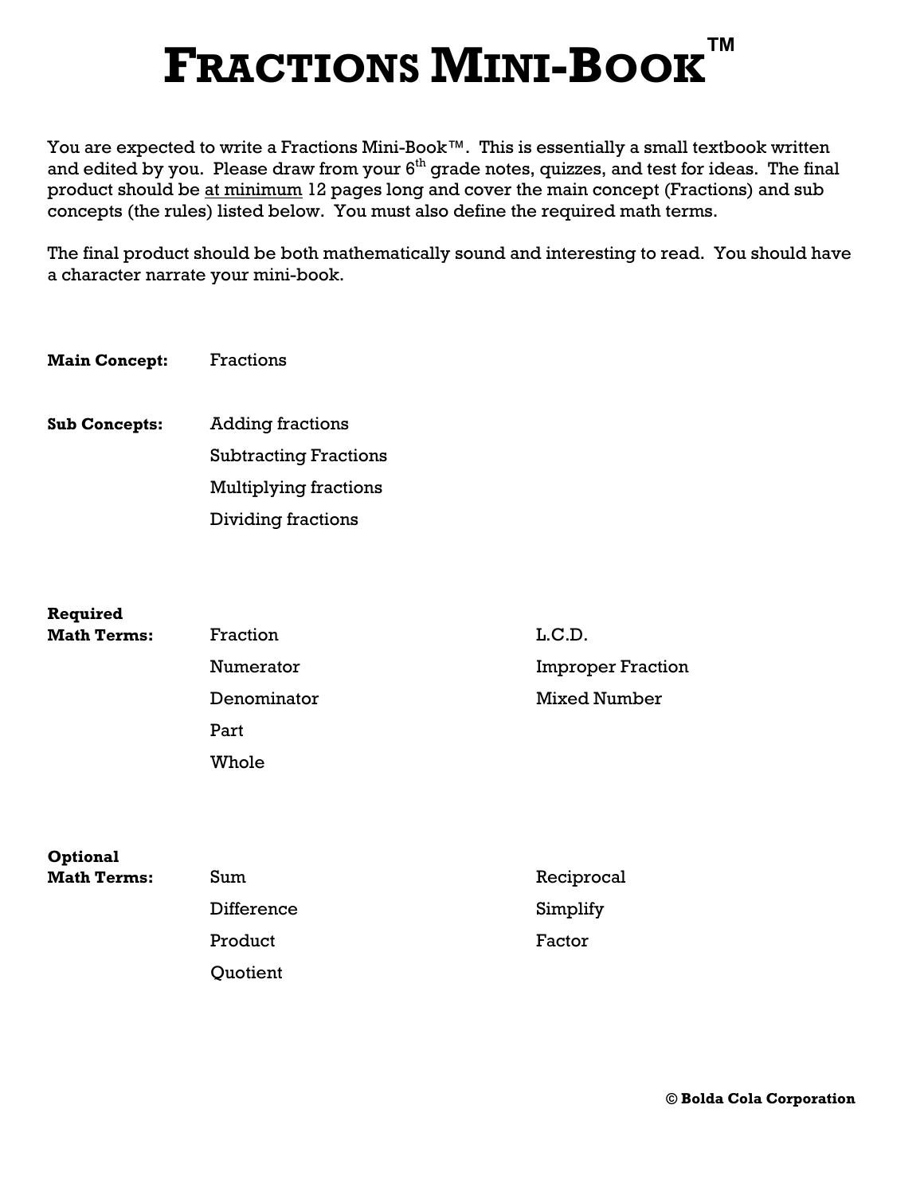# FRACTIONS MINI-BOOK™

You are expected to write a Fractions Mini-Book™. This is essentially a small textbook written and edited by you. Please draw from your 6th grade notes, quizzes, and test for ideas. The final product should be <u>at minimum</u> 12 pages long and cover the main concept (Fractions) and sub concepts (the rules) listed below. You must also define the required math terms.

The final product should be both mathematically sound and interesting to read. You should have a character narrate your mini-book.

**Main Concept:** Fractions

**Sub Concepts:**
- Adding fractions
- Subtracting Fractions
- Multiplying fractions
- Dividing fractions

**Required Math Terms:**
- Fraction
- Numerator
- Denominator
- Part
- Whole
- L.C.D.
- Improper Fraction
- Mixed Number

**Optional Math Terms:**
- Sum
- Difference
- Product
- Quotient
- Reciprocal
- Simplify
- Factor

**© Bolda Cola Corporation**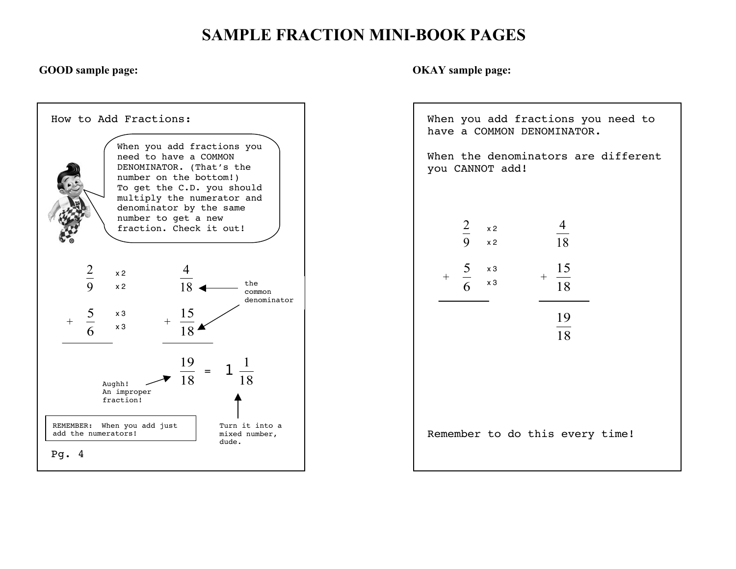# SAMPLE FRACTION MINI-BOOK PAGES

**GOOD sample page:**

How to Add Fractions:

When you add fractions you need to have a COMMON DENOMINATOR. (That's the number on the bottom!) To get the C.D. you should multiply the numerator and denominator by the same number to get a new fraction. Check it out!

$$\frac{2}{9} \begin{matrix} \times 2 \\ \times 2 \end{matrix} \qquad \frac{4}{18} \leftarrow \text{the common denominator}$$

$$+\ \frac{5}{6} \begin{matrix} \times 3 \\ \times 3 \end{matrix} \qquad +\ \frac{15}{18}$$

$$\frac{19}{18} = 1\frac{1}{18}$$

Aughh! An improper fraction!

Turn it into a mixed number, dude.

REMEMBER: When you add just add the numerators!

Pg. 4

**OKAY sample page:**

When you add fractions you need to have a COMMON DENOMINATOR.

When the denominators are different you CANNOT add!

$$\frac{2}{9} \begin{matrix} \times 2 \\ \times 2 \end{matrix} \qquad \frac{4}{18}$$

$$+\ \frac{5}{6} \begin{matrix} \times 3 \\ \times 3 \end{matrix} \qquad +\ \frac{15}{18}$$

$$\frac{19}{18}$$

Remember to do this every time!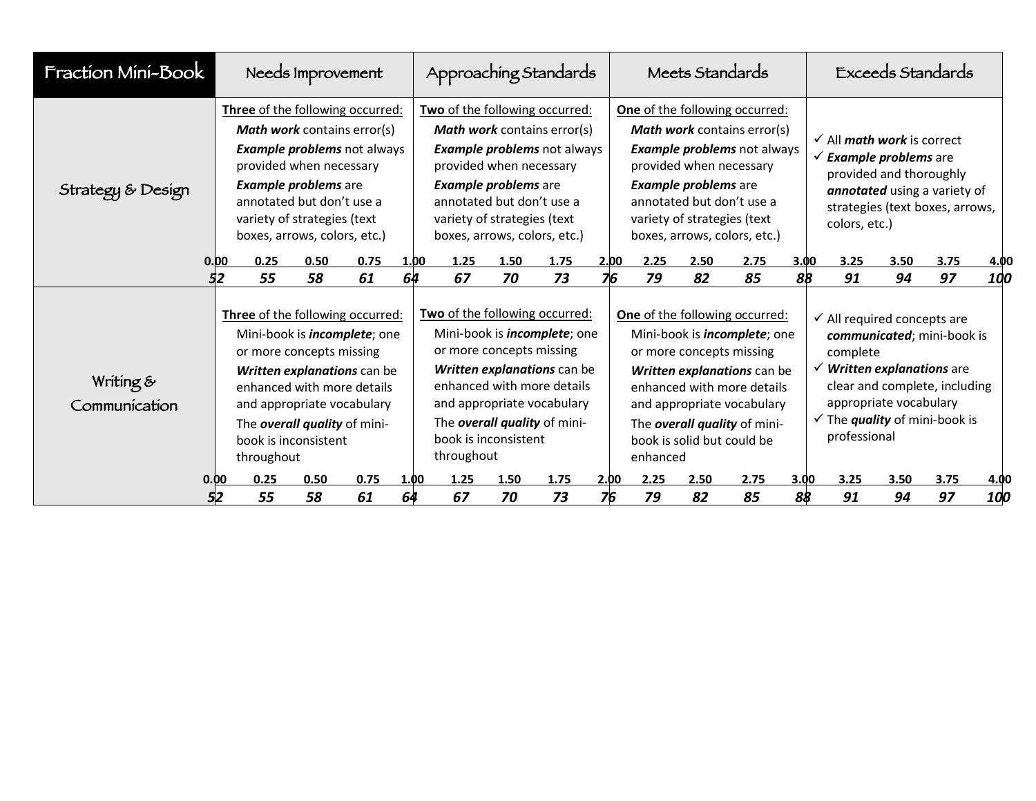| Fraction Mini-Book | Needs Improvement | Approaching Standards | Meets Standards | Exceeds Standards |
|---|---|---|---|---|
| Strategy & Design | <u>**Three** of the following occurred:</u><br>***Math work*** contains error(s)<br>***Example problems*** not always provided when necessary<br>***Example problems*** are annotated but don't use a variety of strategies (text boxes, arrows, colors, etc.)<br>0.00 0.25 0.50 0.75<br>52 55 58 61 | <u>**Two** of the following occurred:</u><br>***Math work*** contains error(s)<br>***Example problems*** not always provided when necessary<br>***Example problems*** are annotated but don't use a variety of strategies (text boxes, arrows, colors, etc.)<br>1.00 1.25 1.50 1.75<br>64 67 70 73 | <u>**One** of the following occurred:</u><br>***Math work*** contains error(s)<br>***Example problems*** not always provided when necessary<br>***Example problems*** are annotated but don't use a variety of strategies (text boxes, arrows, colors, etc.)<br>2.00 2.25 2.50 2.75<br>76 79 82 85 | ✓ All ***math work*** is correct<br>✓ ***Example problems*** are provided and thoroughly ***annotated*** using a variety of strategies (text boxes, arrows, colors, etc.)<br>3.00 3.25 3.50 3.75 4.00<br>88 91 94 97 100 |
| Writing & Communication | <u>**Three** of the following occurred:</u><br>Mini-book is ***incomplete***; one or more concepts missing<br>***Written explanations*** can be enhanced with more details and appropriate vocabulary<br>The ***overall quality*** of mini-book is inconsistent throughout<br>0.00 0.25 0.50 0.75<br>52 55 58 61 | <u>**Two** of the following occurred:</u><br>Mini-book is ***incomplete***; one or more concepts missing<br>***Written explanations*** can be enhanced with more details and appropriate vocabulary<br>The ***overall quality*** of mini-book is inconsistent throughout<br>1.00 1.25 1.50 1.75<br>64 67 70 73 | <u>**One** of the following occurred:</u><br>Mini-book is ***incomplete***; one or more concepts missing<br>***Written explanations*** can be enhanced with more details and appropriate vocabulary<br>The ***overall quality*** of mini-book is solid but could be enhanced<br>2.00 2.25 2.50 2.75<br>76 79 82 85 | ✓ All required concepts are ***communicated***; mini-book is complete<br>✓ ***Written explanations*** are clear and complete, including appropriate vocabulary<br>✓ The ***quality*** of mini-book is professional<br>3.00 3.25 3.50 3.75 4.00<br>88 91 94 97 100 |